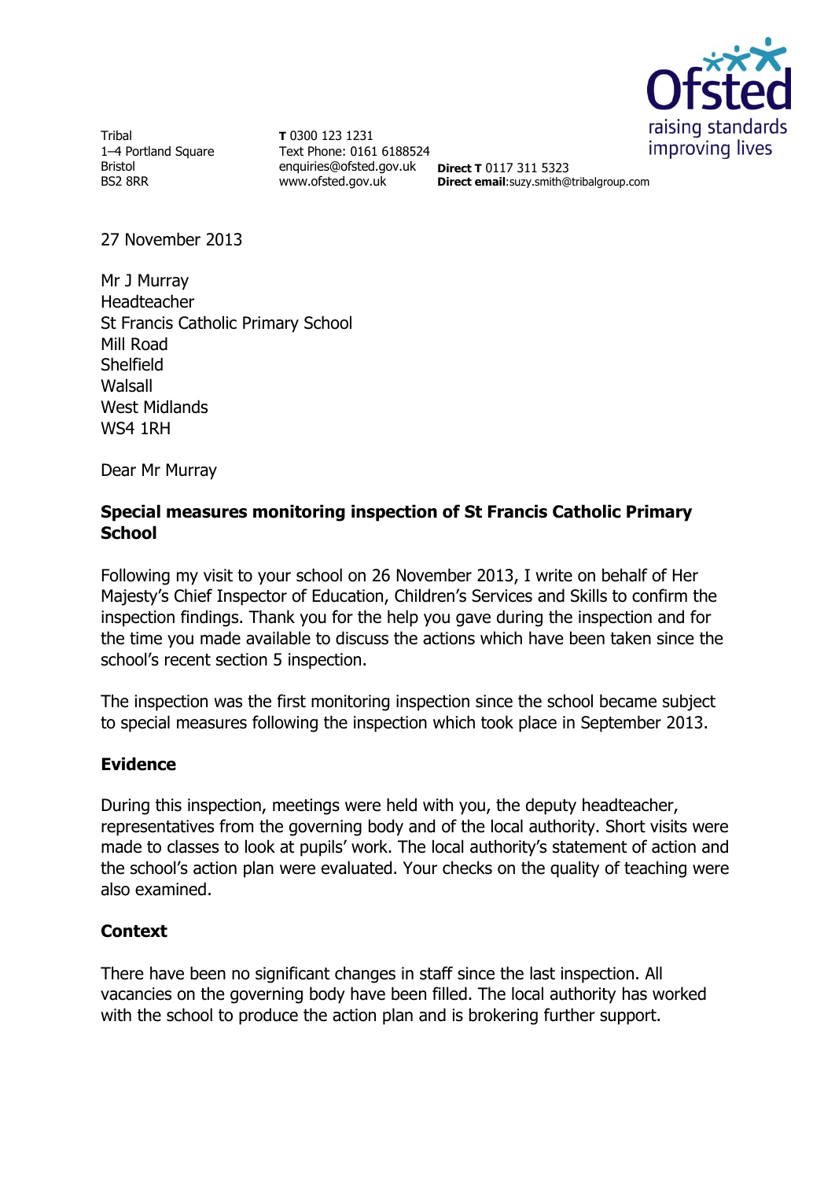Tribal
1–4 Portland Square
Bristol
BS2 8RR

**T** 0300 123 1231
Text Phone: 0161 6188524
enquiries@ofsted.gov.uk
www.ofsted.gov.uk

**Direct T** 0117 311 5323
**Direct email**:suzy.smith@tribalgroup.com

Ofsted
raising standards
improving lives

27 November 2013

Mr J Murray
Headteacher
St Francis Catholic Primary School
Mill Road
Shelfield
Walsall
West Midlands
WS4 1RH

Dear Mr Murray

**Special measures monitoring inspection of St Francis Catholic Primary School**

Following my visit to your school on 26 November 2013, I write on behalf of Her Majesty's Chief Inspector of Education, Children's Services and Skills to confirm the inspection findings. Thank you for the help you gave during the inspection and for the time you made available to discuss the actions which have been taken since the school's recent section 5 inspection.

The inspection was the first monitoring inspection since the school became subject to special measures following the inspection which took place in September 2013.

**Evidence**

During this inspection, meetings were held with you, the deputy headteacher, representatives from the governing body and of the local authority. Short visits were made to classes to look at pupils' work. The local authority's statement of action and the school's action plan were evaluated. Your checks on the quality of teaching were also examined.

**Context**

There have been no significant changes in staff since the last inspection. All vacancies on the governing body have been filled. The local authority has worked with the school to produce the action plan and is brokering further support.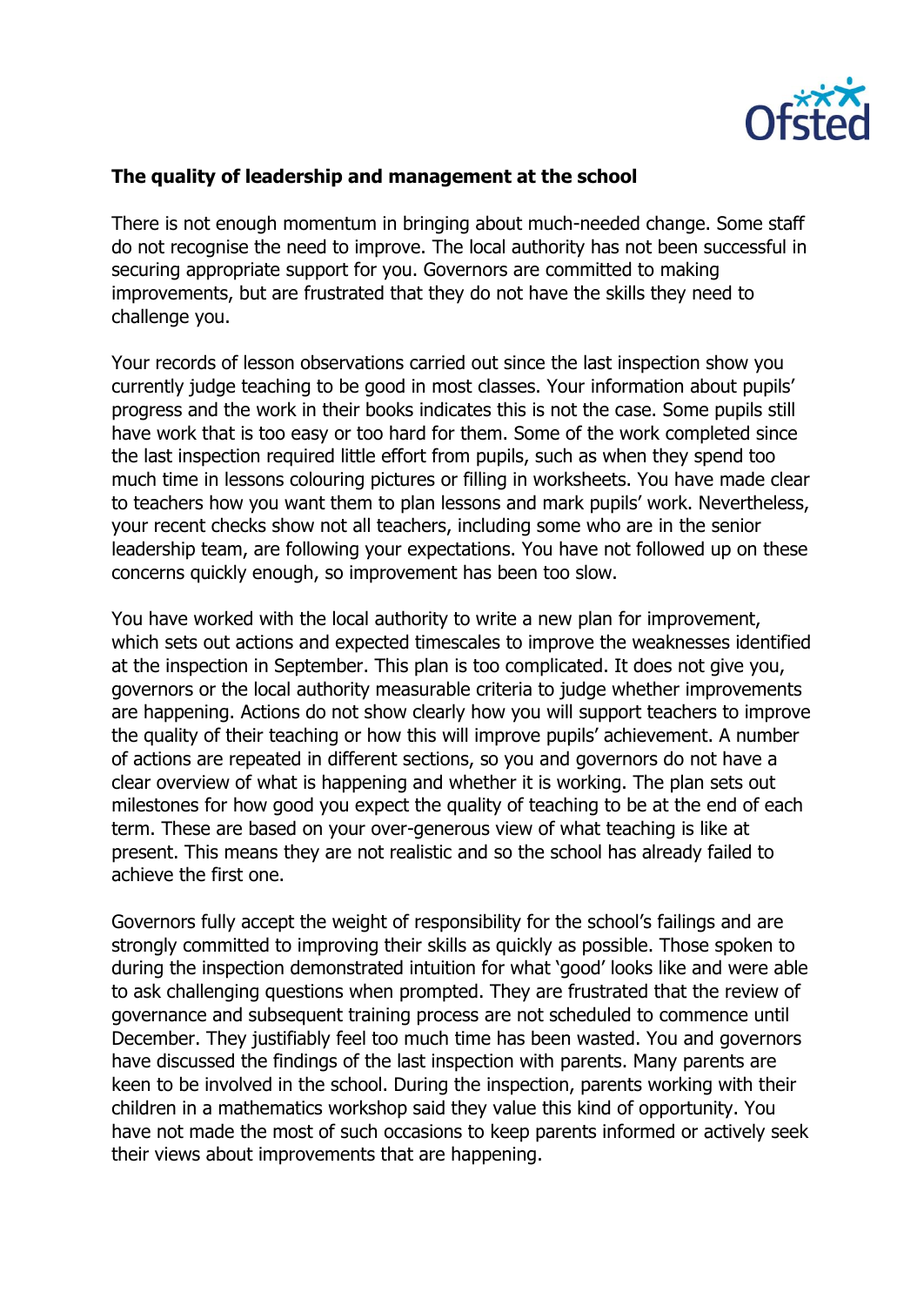**The quality of leadership and management at the school**

There is not enough momentum in bringing about much-needed change. Some staff do not recognise the need to improve. The local authority has not been successful in securing appropriate support for you. Governors are committed to making improvements, but are frustrated that they do not have the skills they need to challenge you.

Your records of lesson observations carried out since the last inspection show you currently judge teaching to be good in most classes. Your information about pupils' progress and the work in their books indicates this is not the case. Some pupils still have work that is too easy or too hard for them. Some of the work completed since the last inspection required little effort from pupils, such as when they spend too much time in lessons colouring pictures or filling in worksheets. You have made clear to teachers how you want them to plan lessons and mark pupils' work. Nevertheless, your recent checks show not all teachers, including some who are in the senior leadership team, are following your expectations. You have not followed up on these concerns quickly enough, so improvement has been too slow.

You have worked with the local authority to write a new plan for improvement, which sets out actions and expected timescales to improve the weaknesses identified at the inspection in September. This plan is too complicated. It does not give you, governors or the local authority measurable criteria to judge whether improvements are happening. Actions do not show clearly how you will support teachers to improve the quality of their teaching or how this will improve pupils' achievement. A number of actions are repeated in different sections, so you and governors do not have a clear overview of what is happening and whether it is working. The plan sets out milestones for how good you expect the quality of teaching to be at the end of each term. These are based on your over-generous view of what teaching is like at present. This means they are not realistic and so the school has already failed to achieve the first one.

Governors fully accept the weight of responsibility for the school's failings and are strongly committed to improving their skills as quickly as possible. Those spoken to during the inspection demonstrated intuition for what 'good' looks like and were able to ask challenging questions when prompted. They are frustrated that the review of governance and subsequent training process are not scheduled to commence until December. They justifiably feel too much time has been wasted. You and governors have discussed the findings of the last inspection with parents. Many parents are keen to be involved in the school. During the inspection, parents working with their children in a mathematics workshop said they value this kind of opportunity. You have not made the most of such occasions to keep parents informed or actively seek their views about improvements that are happening.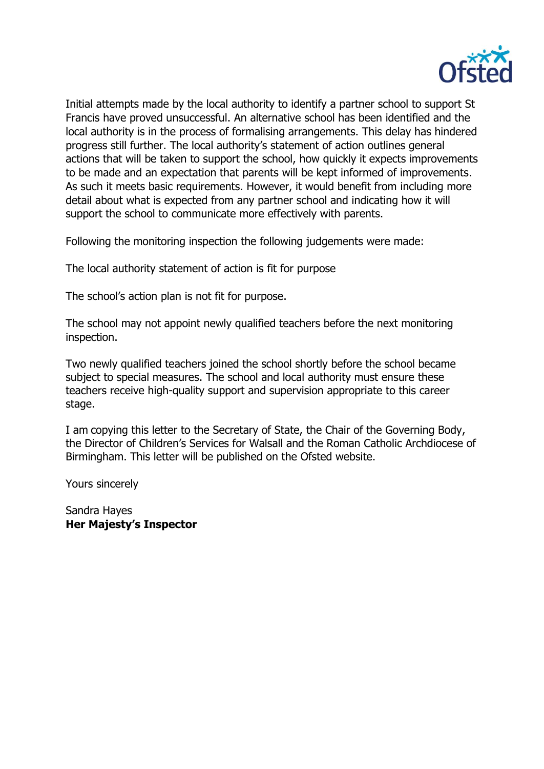Initial attempts made by the local authority to identify a partner school to support St Francis have proved unsuccessful. An alternative school has been identified and the local authority is in the process of formalising arrangements. This delay has hindered progress still further. The local authority's statement of action outlines general actions that will be taken to support the school, how quickly it expects improvements to be made and an expectation that parents will be kept informed of improvements. As such it meets basic requirements. However, it would benefit from including more detail about what is expected from any partner school and indicating how it will support the school to communicate more effectively with parents.

Following the monitoring inspection the following judgements were made:

The local authority statement of action is fit for purpose

The school's action plan is not fit for purpose.

The school may not appoint newly qualified teachers before the next monitoring inspection.

Two newly qualified teachers joined the school shortly before the school became subject to special measures. The school and local authority must ensure these teachers receive high-quality support and supervision appropriate to this career stage.

I am copying this letter to the Secretary of State, the Chair of the Governing Body, the Director of Children's Services for Walsall and the Roman Catholic Archdiocese of Birmingham. This letter will be published on the Ofsted website.

Yours sincerely

Sandra Hayes
**Her Majesty's Inspector**